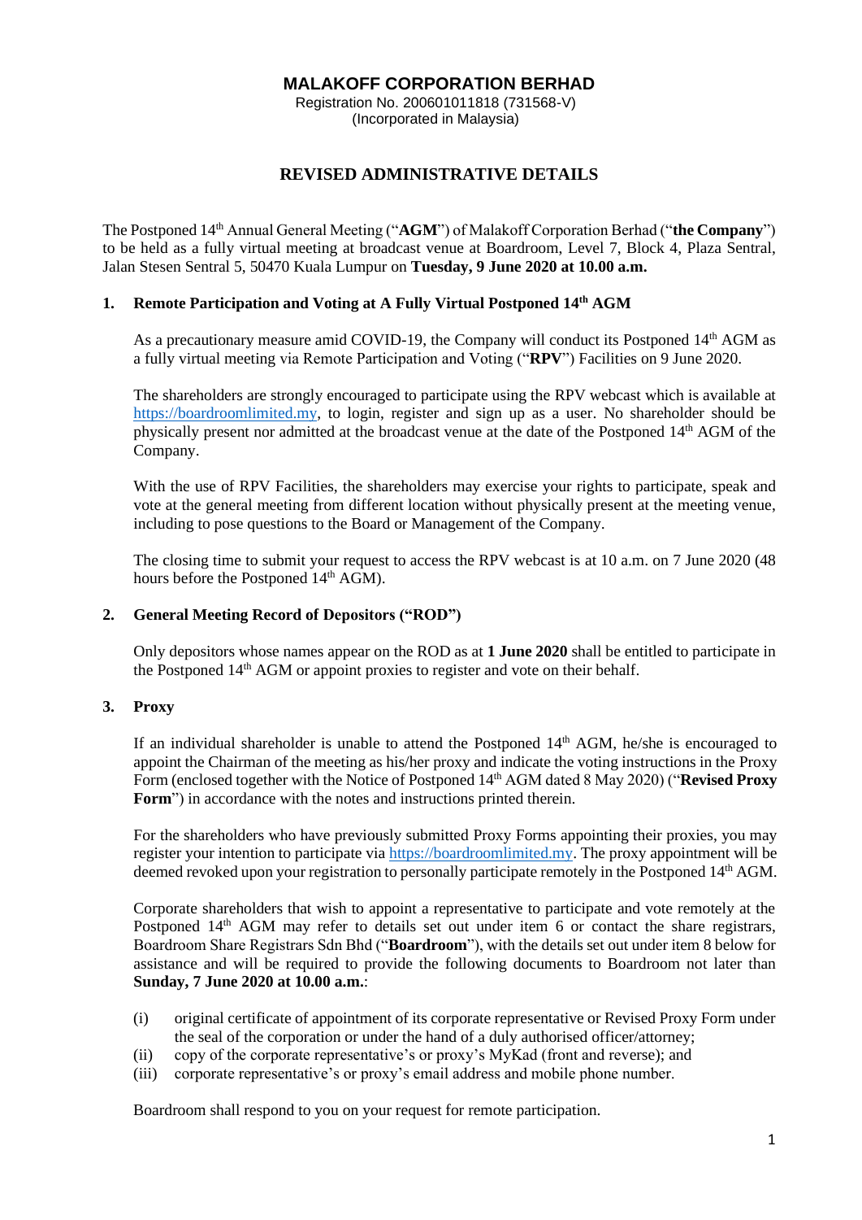# MALAKOFF CORPORATION BERHAD

Registration No. 200601011818 (731568-V)
(Incorporated in Malaysia)

## REVISED ADMINISTRATIVE DETAILS

The Postponed 14th Annual General Meeting ("**AGM**") of Malakoff Corporation Berhad ("**the Company**") to be held as a fully virtual meeting at broadcast venue at Boardroom, Level 7, Block 4, Plaza Sentral, Jalan Stesen Sentral 5, 50470 Kuala Lumpur on **Tuesday, 9 June 2020 at 10.00 a.m.**

### 1. Remote Participation and Voting at A Fully Virtual Postponed 14th AGM

As a precautionary measure amid COVID-19, the Company will conduct its Postponed 14th AGM as a fully virtual meeting via Remote Participation and Voting ("**RPV**") Facilities on 9 June 2020.

The shareholders are strongly encouraged to participate using the RPV webcast which is available at https://boardroomlimited.my, to login, register and sign up as a user. No shareholder should be physically present nor admitted at the broadcast venue at the date of the Postponed 14th AGM of the Company.

With the use of RPV Facilities, the shareholders may exercise your rights to participate, speak and vote at the general meeting from different location without physically present at the meeting venue, including to pose questions to the Board or Management of the Company.

The closing time to submit your request to access the RPV webcast is at 10 a.m. on 7 June 2020 (48 hours before the Postponed 14th AGM).

### 2. General Meeting Record of Depositors ("ROD")

Only depositors whose names appear on the ROD as at **1 June 2020** shall be entitled to participate in the Postponed 14th AGM or appoint proxies to register and vote on their behalf.

### 3. Proxy

If an individual shareholder is unable to attend the Postponed 14th AGM, he/she is encouraged to appoint the Chairman of the meeting as his/her proxy and indicate the voting instructions in the Proxy Form (enclosed together with the Notice of Postponed 14th AGM dated 8 May 2020) ("**Revised Proxy Form**") in accordance with the notes and instructions printed therein.

For the shareholders who have previously submitted Proxy Forms appointing their proxies, you may register your intention to participate via https://boardroomlimited.my. The proxy appointment will be deemed revoked upon your registration to personally participate remotely in the Postponed 14th AGM.

Corporate shareholders that wish to appoint a representative to participate and vote remotely at the Postponed 14th AGM may refer to details set out under item 6 or contact the share registrars, Boardroom Share Registrars Sdn Bhd ("**Boardroom**"), with the details set out under item 8 below for assistance and will be required to provide the following documents to Boardroom not later than **Sunday, 7 June 2020 at 10.00 a.m.**:

(i) original certificate of appointment of its corporate representative or Revised Proxy Form under the seal of the corporation or under the hand of a duly authorised officer/attorney;
(ii) copy of the corporate representative's or proxy's MyKad (front and reverse); and
(iii) corporate representative's or proxy's email address and mobile phone number.

Boardroom shall respond to you on your request for remote participation.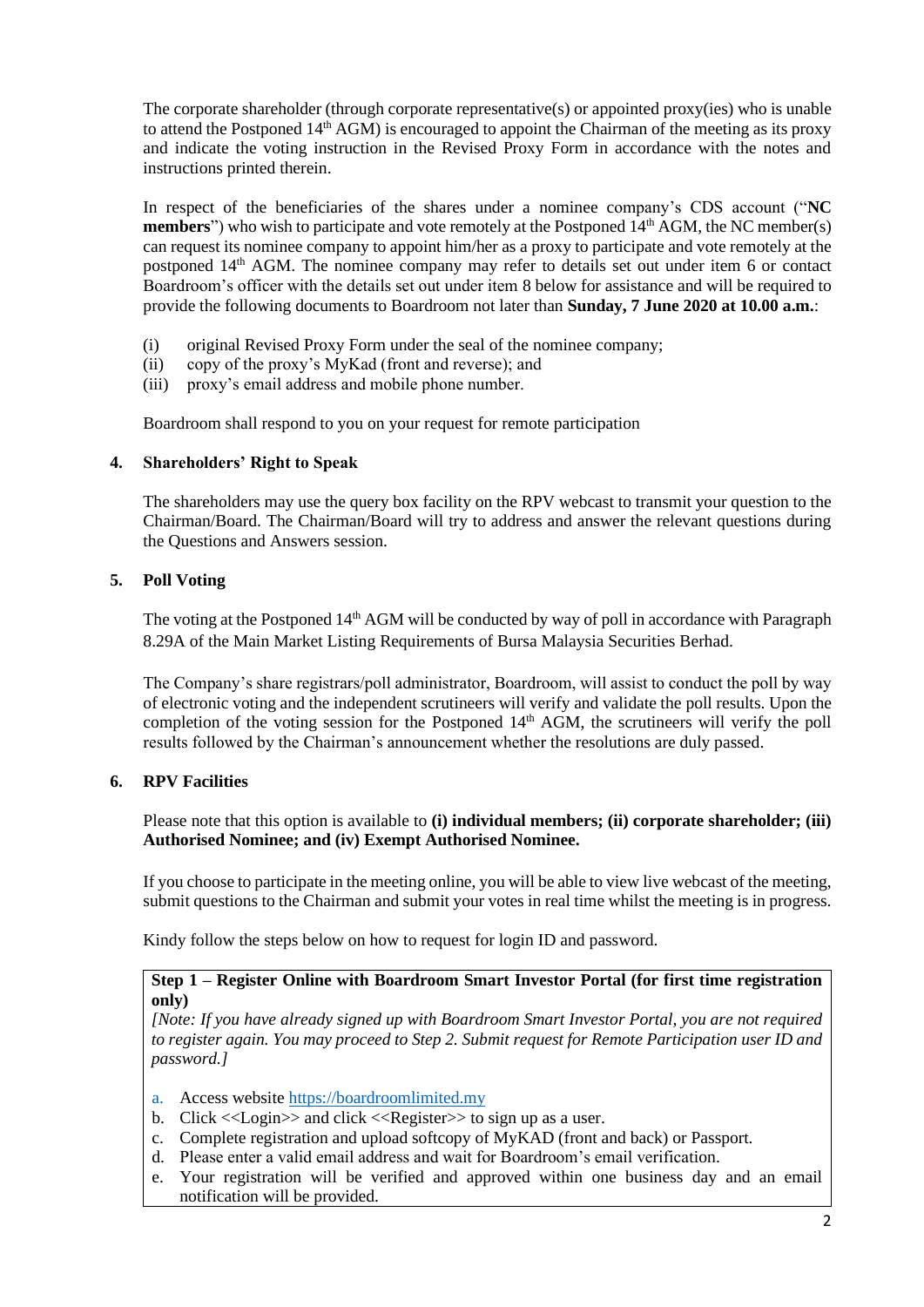The corporate shareholder (through corporate representative(s) or appointed proxy(ies) who is unable to attend the Postponed 14th AGM) is encouraged to appoint the Chairman of the meeting as its proxy and indicate the voting instruction in the Revised Proxy Form in accordance with the notes and instructions printed therein.

In respect of the beneficiaries of the shares under a nominee company's CDS account ("**NC members**") who wish to participate and vote remotely at the Postponed 14th AGM, the NC member(s) can request its nominee company to appoint him/her as a proxy to participate and vote remotely at the postponed 14th AGM. The nominee company may refer to details set out under item 6 or contact Boardroom's officer with the details set out under item 8 below for assistance and will be required to provide the following documents to Boardroom not later than **Sunday, 7 June 2020 at 10.00 a.m.**:

(i) original Revised Proxy Form under the seal of the nominee company;
(ii) copy of the proxy's MyKad (front and reverse); and
(iii) proxy's email address and mobile phone number.

Boardroom shall respond to you on your request for remote participation

## 4. Shareholders' Right to Speak

The shareholders may use the query box facility on the RPV webcast to transmit your question to the Chairman/Board. The Chairman/Board will try to address and answer the relevant questions during the Questions and Answers session.

## 5. Poll Voting

The voting at the Postponed 14th AGM will be conducted by way of poll in accordance with Paragraph 8.29A of the Main Market Listing Requirements of Bursa Malaysia Securities Berhad.

The Company's share registrars/poll administrator, Boardroom, will assist to conduct the poll by way of electronic voting and the independent scrutineers will verify and validate the poll results. Upon the completion of the voting session for the Postponed 14th AGM, the scrutineers will verify the poll results followed by the Chairman's announcement whether the resolutions are duly passed.

## 6. RPV Facilities

Please note that this option is available to **(i) individual members; (ii) corporate shareholder; (iii) Authorised Nominee; and (iv) Exempt Authorised Nominee.**

If you choose to participate in the meeting online, you will be able to view live webcast of the meeting, submit questions to the Chairman and submit your votes in real time whilst the meeting is in progress.

Kindy follow the steps below on how to request for login ID and password.

**Step 1 – Register Online with Boardroom Smart Investor Portal (for first time registration only)**

*[Note: If you have already signed up with Boardroom Smart Investor Portal, you are not required to register again. You may proceed to Step 2. Submit request for Remote Participation user ID and password.]*

a. Access website https://boardroomlimited.my
b. Click <<Login>> and click <<Register>> to sign up as a user.
c. Complete registration and upload softcopy of MyKAD (front and back) or Passport.
d. Please enter a valid email address and wait for Boardroom's email verification.
e. Your registration will be verified and approved within one business day and an email notification will be provided.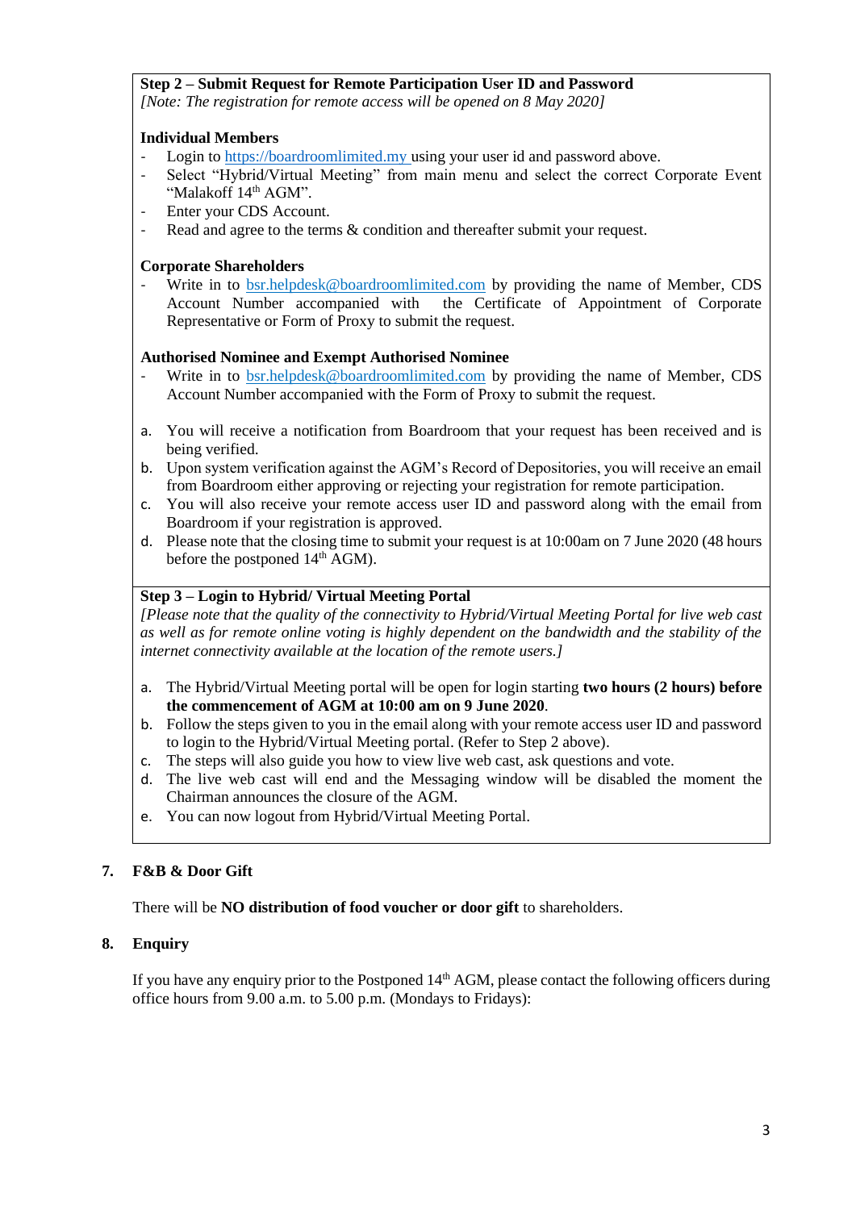**Step 2 – Submit Request for Remote Participation User ID and Password**

*[Note: The registration for remote access will be opened on 8 May 2020]*

**Individual Members**

- Login to https://boardroomlimited.my using your user id and password above.
- Select "Hybrid/Virtual Meeting" from main menu and select the correct Corporate Event "Malakoff 14th AGM".
- Enter your CDS Account.
- Read and agree to the terms & condition and thereafter submit your request.

**Corporate Shareholders**

- Write in to bsr.helpdesk@boardroomlimited.com by providing the name of Member, CDS Account Number accompanied with the Certificate of Appointment of Corporate Representative or Form of Proxy to submit the request.

**Authorised Nominee and Exempt Authorised Nominee**

- Write in to bsr.helpdesk@boardroomlimited.com by providing the name of Member, CDS Account Number accompanied with the Form of Proxy to submit the request.

a. You will receive a notification from Boardroom that your request has been received and is being verified.
b. Upon system verification against the AGM's Record of Depositories, you will receive an email from Boardroom either approving or rejecting your registration for remote participation.
c. You will also receive your remote access user ID and password along with the email from Boardroom if your registration is approved.
d. Please note that the closing time to submit your request is at 10:00am on 7 June 2020 (48 hours before the postponed 14th AGM).

**Step 3 – Login to Hybrid/ Virtual Meeting Portal**

*[Please note that the quality of the connectivity to Hybrid/Virtual Meeting Portal for live web cast as well as for remote online voting is highly dependent on the bandwidth and the stability of the internet connectivity available at the location of the remote users.]*

a. The Hybrid/Virtual Meeting portal will be open for login starting **two hours (2 hours) before the commencement of AGM at 10:00 am on 9 June 2020**.
b. Follow the steps given to you in the email along with your remote access user ID and password to login to the Hybrid/Virtual Meeting portal. (Refer to Step 2 above).
c. The steps will also guide you how to view live web cast, ask questions and vote.
d. The live web cast will end and the Messaging window will be disabled the moment the Chairman announces the closure of the AGM.
e. You can now logout from Hybrid/Virtual Meeting Portal.

## 7. F&B & Door Gift

There will be **NO distribution of food voucher or door gift** to shareholders.

## 8. Enquiry

If you have any enquiry prior to the Postponed 14th AGM, please contact the following officers during office hours from 9.00 a.m. to 5.00 p.m. (Mondays to Fridays):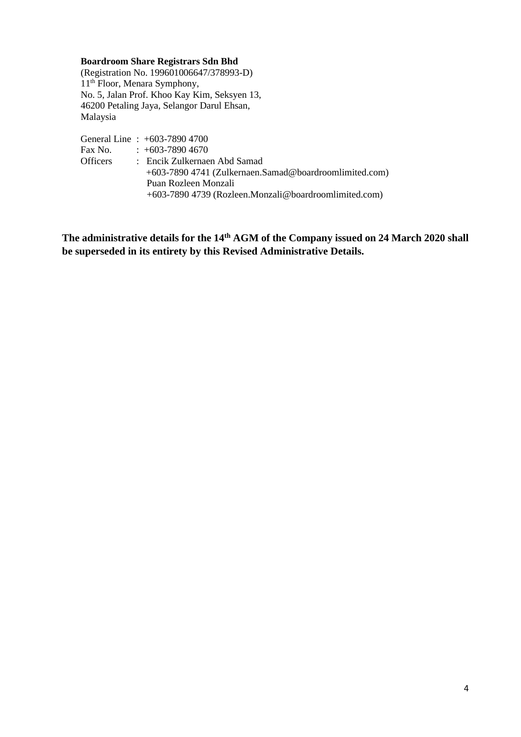**Boardroom Share Registrars Sdn Bhd**
(Registration No. 199601006647/378993-D)
11th Floor, Menara Symphony,
No. 5, Jalan Prof. Khoo Kay Kim, Seksyen 13,
46200 Petaling Jaya, Selangor Darul Ehsan,
Malaysia

General Line : +603-7890 4700
Fax No. : +603-7890 4670
Officers : Encik Zulkernaen Abd Samad
+603-7890 4741 (Zulkernaen.Samad@boardroomlimited.com)
Puan Rozleen Monzali
+603-7890 4739 (Rozleen.Monzali@boardroomlimited.com)

**The administrative details for the 14th AGM of the Company issued on 24 March 2020 shall be superseded in its entirety by this Revised Administrative Details.**